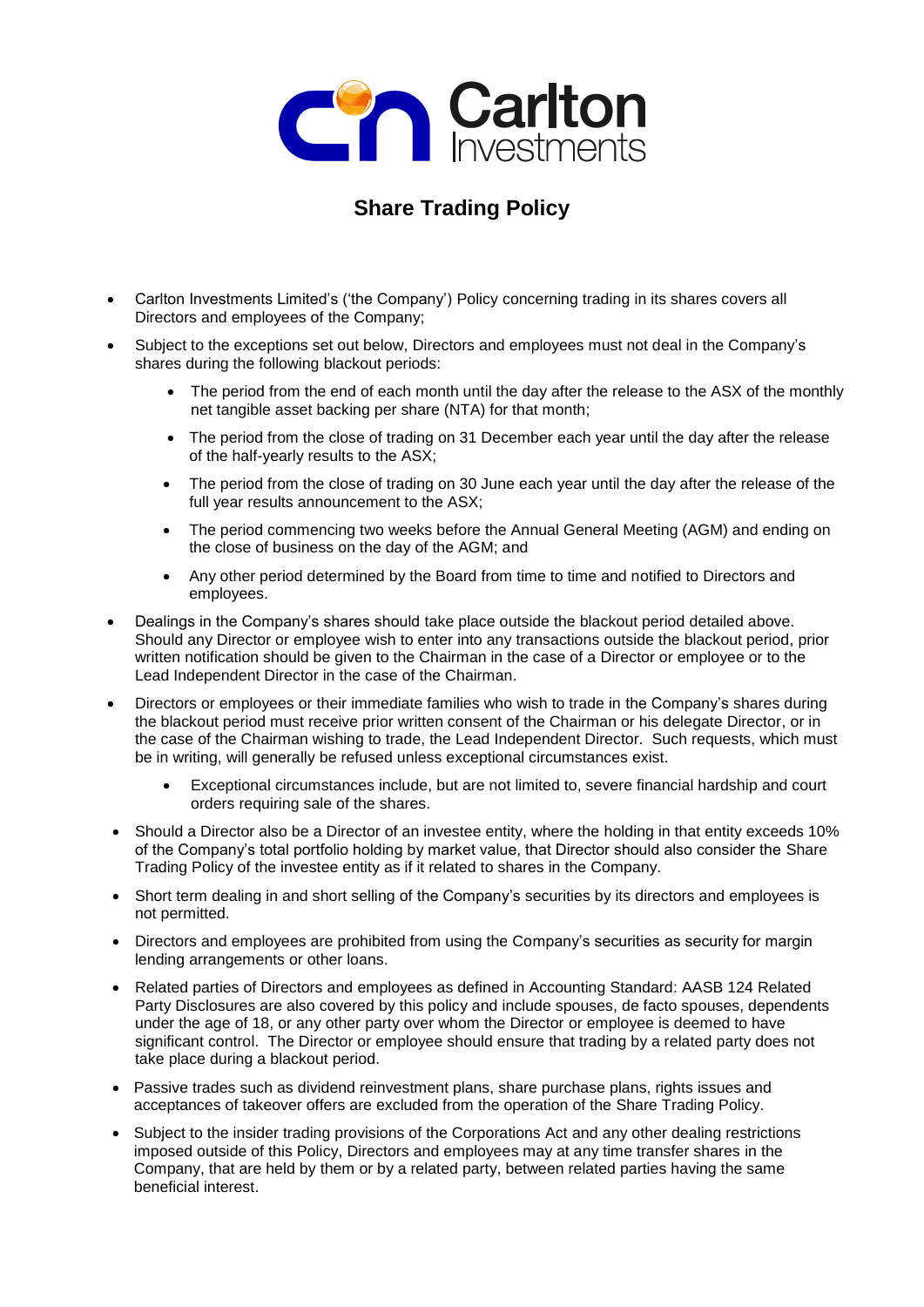Carlton Investments

## Share Trading Policy

- Carlton Investments Limited's ('the Company') Policy concerning trading in its shares covers all Directors and employees of the Company;
- Subject to the exceptions set out below, Directors and employees must not deal in the Company's shares during the following blackout periods:
  - The period from the end of each month until the day after the release to the ASX of the monthly net tangible asset backing per share (NTA) for that month;
  - The period from the close of trading on 31 December each year until the day after the release of the half-yearly results to the ASX;
  - The period from the close of trading on 30 June each year until the day after the release of the full year results announcement to the ASX;
  - The period commencing two weeks before the Annual General Meeting (AGM) and ending on the close of business on the day of the AGM; and
  - Any other period determined by the Board from time to time and notified to Directors and employees.
- Dealings in the Company's shares should take place outside the blackout period detailed above. Should any Director or employee wish to enter into any transactions outside the blackout period, prior written notification should be given to the Chairman in the case of a Director or employee or to the Lead Independent Director in the case of the Chairman.
- Directors or employees or their immediate families who wish to trade in the Company's shares during the blackout period must receive prior written consent of the Chairman or his delegate Director, or in the case of the Chairman wishing to trade, the Lead Independent Director. Such requests, which must be in writing, will generally be refused unless exceptional circumstances exist.
  - Exceptional circumstances include, but are not limited to, severe financial hardship and court orders requiring sale of the shares.
- Should a Director also be a Director of an investee entity, where the holding in that entity exceeds 10% of the Company's total portfolio holding by market value, that Director should also consider the Share Trading Policy of the investee entity as if it related to shares in the Company.
- Short term dealing in and short selling of the Company's securities by its directors and employees is not permitted.
- Directors and employees are prohibited from using the Company's securities as security for margin lending arrangements or other loans.
- Related parties of Directors and employees as defined in Accounting Standard: AASB 124 Related Party Disclosures are also covered by this policy and include spouses, de facto spouses, dependents under the age of 18, or any other party over whom the Director or employee is deemed to have significant control. The Director or employee should ensure that trading by a related party does not take place during a blackout period.
- Passive trades such as dividend reinvestment plans, share purchase plans, rights issues and acceptances of takeover offers are excluded from the operation of the Share Trading Policy.
- Subject to the insider trading provisions of the Corporations Act and any other dealing restrictions imposed outside of this Policy, Directors and employees may at any time transfer shares in the Company, that are held by them or by a related party, between related parties having the same beneficial interest.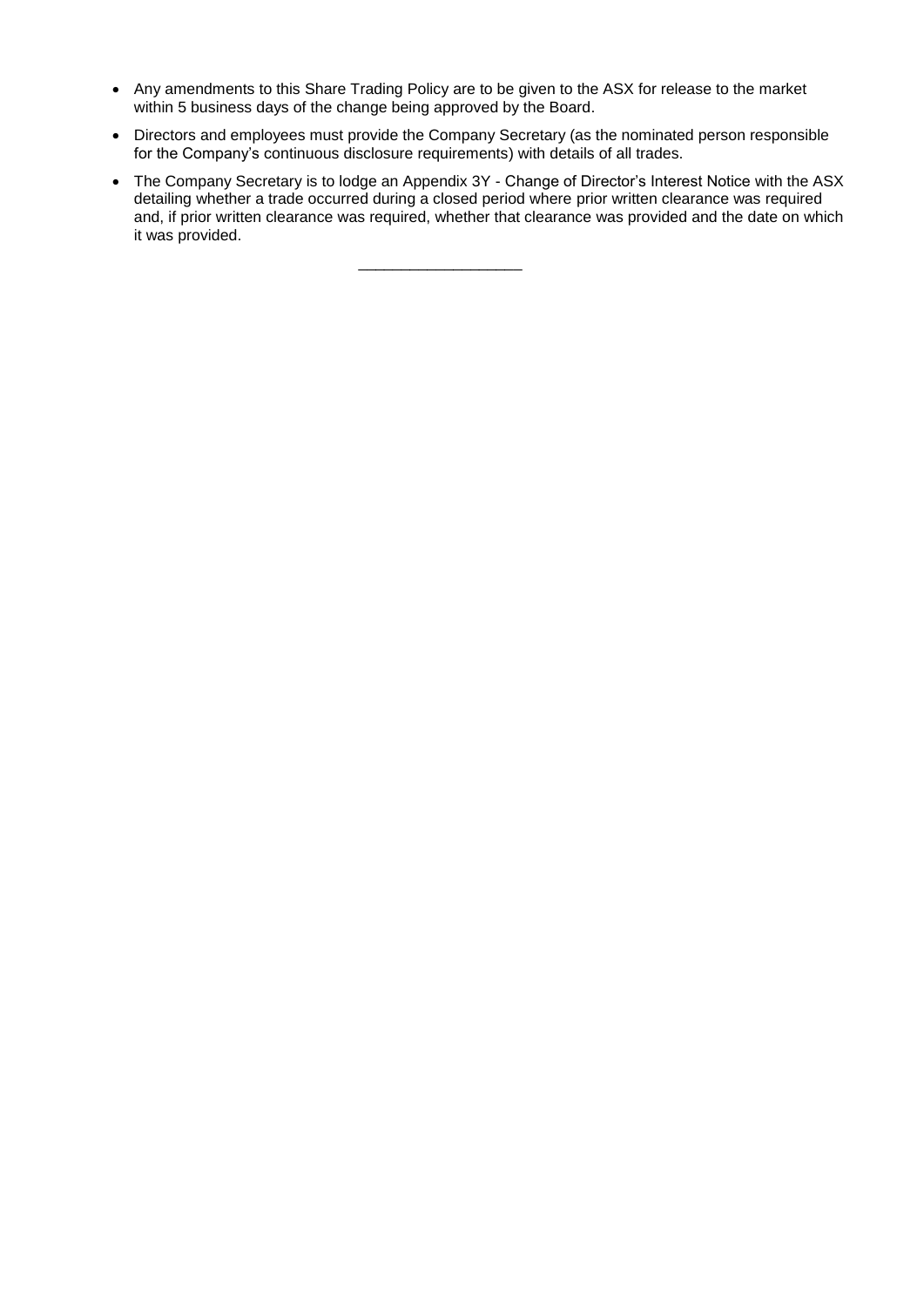- Any amendments to this Share Trading Policy are to be given to the ASX for release to the market within 5 business days of the change being approved by the Board.
- Directors and employees must provide the Company Secretary (as the nominated person responsible for the Company's continuous disclosure requirements) with details of all trades.
- The Company Secretary is to lodge an Appendix 3Y - Change of Director's Interest Notice with the ASX detailing whether a trade occurred during a closed period where prior written clearance was required and, if prior written clearance was required, whether that clearance was provided and the date on which it was provided.

___________________